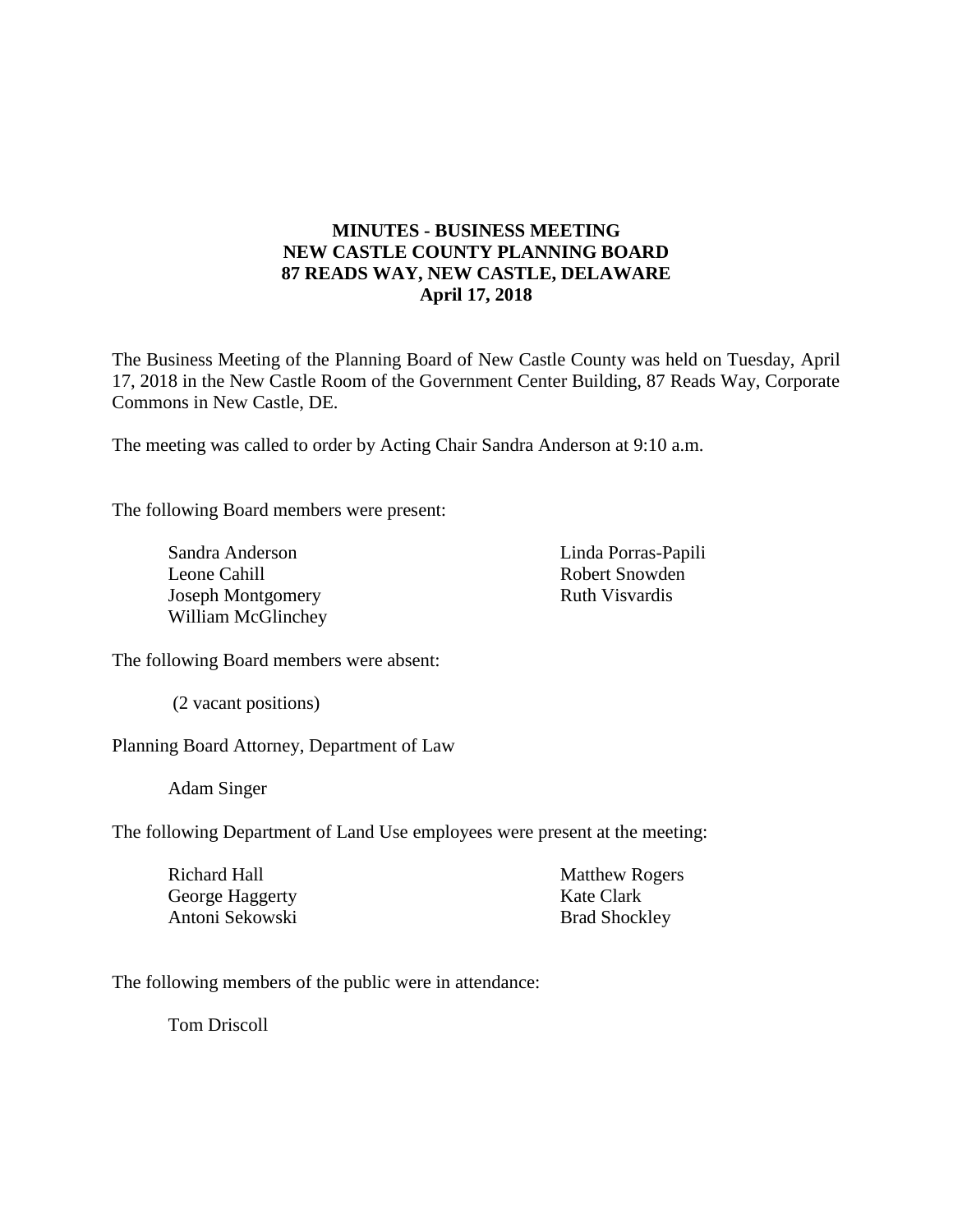# MINUTES - BUSINESS MEETING
# NEW CASTLE COUNTY PLANNING BOARD
# 87 READS WAY, NEW CASTLE, DELAWARE
# April 17, 2018

The Business Meeting of the Planning Board of New Castle County was held on Tuesday, April 17, 2018 in the New Castle Room of the Government Center Building, 87 Reads Way, Corporate Commons in New Castle, DE.

The meeting was called to order by Acting Chair Sandra Anderson at 9:10 a.m.

The following Board members were present:

Sandra Anderson
Leone Cahill
Joseph Montgomery
William McGlinchey
Linda Porras-Papili
Robert Snowden
Ruth Visvardis

The following Board members were absent:

(2 vacant positions)

Planning Board Attorney, Department of Law

Adam Singer

The following Department of Land Use employees were present at the meeting:

Richard Hall
George Haggerty
Antoni Sekowski
Matthew Rogers
Kate Clark
Brad Shockley

The following members of the public were in attendance:

Tom Driscoll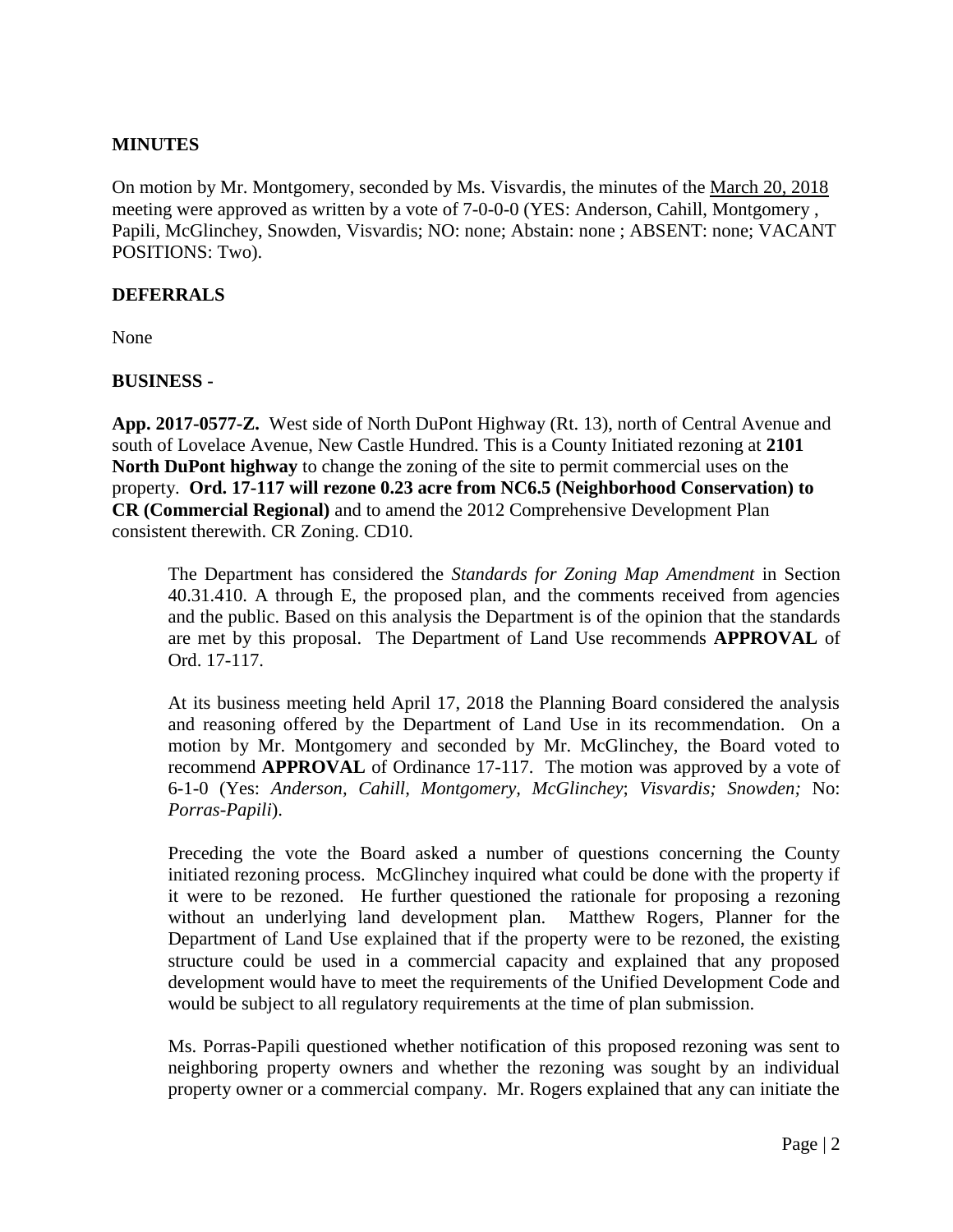**MINUTES**

On motion by Mr. Montgomery, seconded by Ms. Visvardis, the minutes of the March 20, 2018 meeting were approved as written by a vote of 7-0-0-0 (YES: Anderson, Cahill, Montgomery , Papili, McGlinchey, Snowden, Visvardis; NO: none; Abstain: none ; ABSENT: none; VACANT POSITIONS: Two).

**DEFERRALS**

None

**BUSINESS -**

**App. 2017-0577-Z.** West side of North DuPont Highway (Rt. 13), north of Central Avenue and south of Lovelace Avenue, New Castle Hundred. This is a County Initiated rezoning at **2101 North DuPont highway** to change the zoning of the site to permit commercial uses on the property. **Ord. 17-117 will rezone 0.23 acre from NC6.5 (Neighborhood Conservation) to CR (Commercial Regional)** and to amend the 2012 Comprehensive Development Plan consistent therewith. CR Zoning. CD10.

> The Department has considered the *Standards for Zoning Map Amendment* in Section 40.31.410. A through E, the proposed plan, and the comments received from agencies and the public. Based on this analysis the Department is of the opinion that the standards are met by this proposal. The Department of Land Use recommends **APPROVAL** of Ord. 17-117.
>
> At its business meeting held April 17, 2018 the Planning Board considered the analysis and reasoning offered by the Department of Land Use in its recommendation. On a motion by Mr. Montgomery and seconded by Mr. McGlinchey, the Board voted to recommend **APPROVAL** of Ordinance 17-117. The motion was approved by a vote of 6-1-0 (Yes: *Anderson, Cahill, Montgomery, McGlinchey*; *Visvardis; Snowden;* No: *Porras-Papili*).
>
> Preceding the vote the Board asked a number of questions concerning the County initiated rezoning process. McGlinchey inquired what could be done with the property if it were to be rezoned. He further questioned the rationale for proposing a rezoning without an underlying land development plan. Matthew Rogers, Planner for the Department of Land Use explained that if the property were to be rezoned, the existing structure could be used in a commercial capacity and explained that any proposed development would have to meet the requirements of the Unified Development Code and would be subject to all regulatory requirements at the time of plan submission.
>
> Ms. Porras-Papili questioned whether notification of this proposed rezoning was sent to neighboring property owners and whether the rezoning was sought by an individual property owner or a commercial company. Mr. Rogers explained that any can initiate the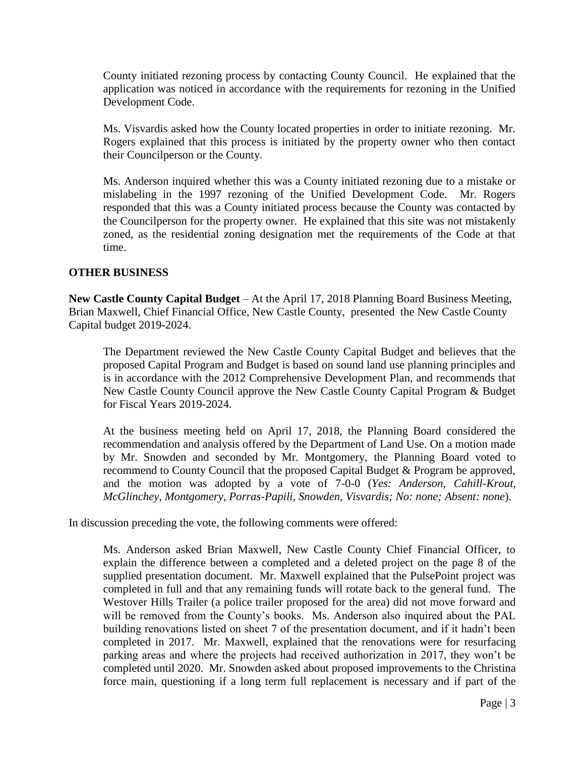County initiated rezoning process by contacting County Council. He explained that the application was noticed in accordance with the requirements for rezoning in the Unified Development Code.

Ms. Visvardis asked how the County located properties in order to initiate rezoning. Mr. Rogers explained that this process is initiated by the property owner who then contact their Councilperson or the County.

Ms. Anderson inquired whether this was a County initiated rezoning due to a mistake or mislabeling in the 1997 rezoning of the Unified Development Code. Mr. Rogers responded that this was a County initiated process because the County was contacted by the Councilperson for the property owner. He explained that this site was not mistakenly zoned, as the residential zoning designation met the requirements of the Code at that time.

## OTHER BUSINESS

**New Castle County Capital Budget** – At the April 17, 2018 Planning Board Business Meeting, Brian Maxwell, Chief Financial Office, New Castle County, presented the New Castle County Capital budget 2019-2024.

The Department reviewed the New Castle County Capital Budget and believes that the proposed Capital Program and Budget is based on sound land use planning principles and is in accordance with the 2012 Comprehensive Development Plan, and recommends that New Castle County Council approve the New Castle County Capital Program & Budget for Fiscal Years 2019-2024.

At the business meeting held on April 17, 2018, the Planning Board considered the recommendation and analysis offered by the Department of Land Use. On a motion made by Mr. Snowden and seconded by Mr. Montgomery, the Planning Board voted to recommend to County Council that the proposed Capital Budget & Program be approved, and the motion was adopted by a vote of 7-0-0 (*Yes: Anderson, Cahill-Krout, McGlinchey, Montgomery, Porras-Papili, Snowden, Visvardis; No: none; Absent: none*).

In discussion preceding the vote, the following comments were offered:

Ms. Anderson asked Brian Maxwell, New Castle County Chief Financial Officer, to explain the difference between a completed and a deleted project on the page 8 of the supplied presentation document. Mr. Maxwell explained that the PulsePoint project was completed in full and that any remaining funds will rotate back to the general fund. The Westover Hills Trailer (a police trailer proposed for the area) did not move forward and will be removed from the County's books. Ms. Anderson also inquired about the PAL building renovations listed on sheet 7 of the presentation document, and if it hadn't been completed in 2017. Mr. Maxwell, explained that the renovations were for resurfacing parking areas and where the projects had received authorization in 2017, they won't be completed until 2020. Mr. Snowden asked about proposed improvements to the Christina force main, questioning if a long term full replacement is necessary and if part of the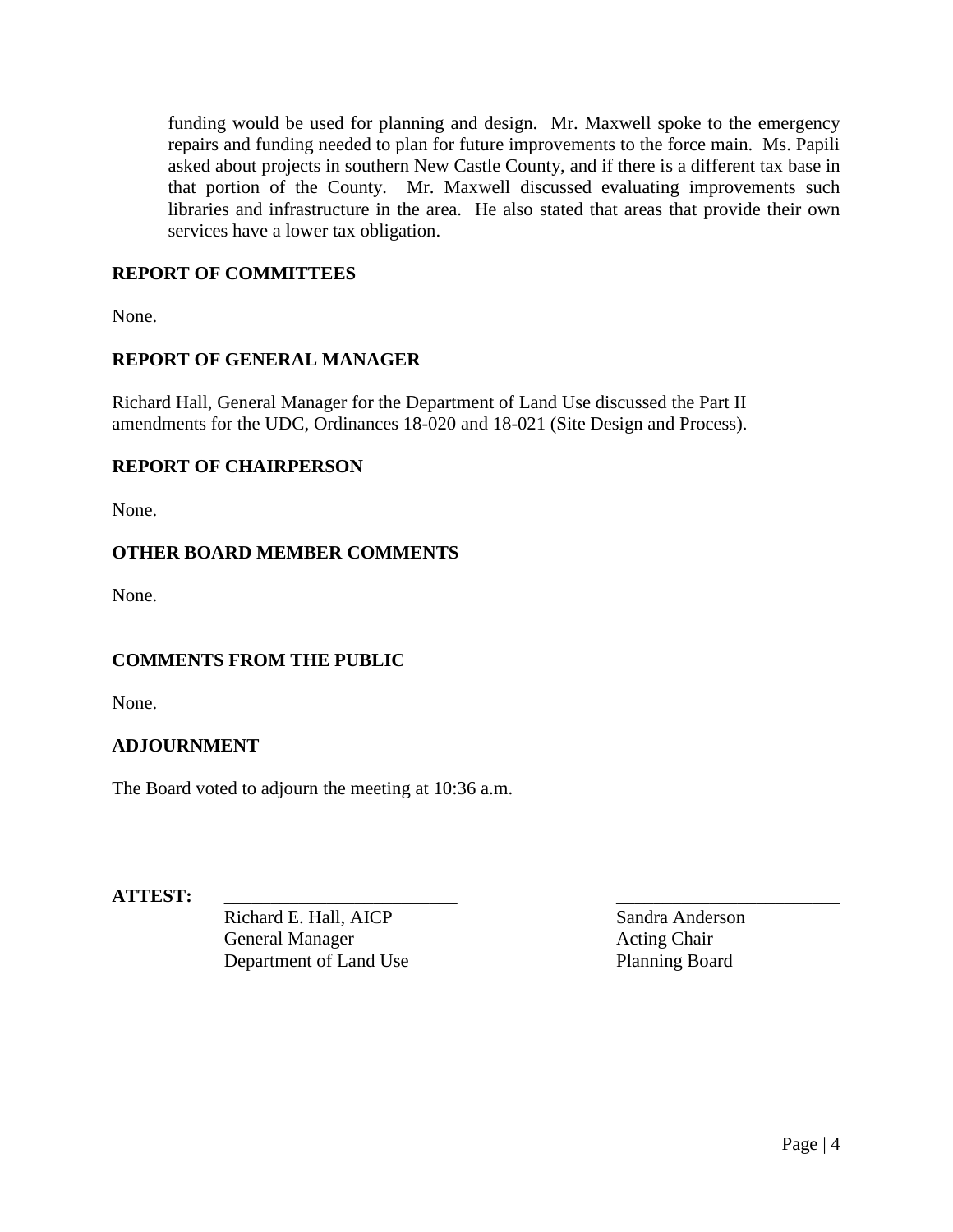funding would be used for planning and design. Mr. Maxwell spoke to the emergency repairs and funding needed to plan for future improvements to the force main. Ms. Papili asked about projects in southern New Castle County, and if there is a different tax base in that portion of the County. Mr. Maxwell discussed evaluating improvements such libraries and infrastructure in the area. He also stated that areas that provide their own services have a lower tax obligation.

**REPORT OF COMMITTEES**

None.

**REPORT OF GENERAL MANAGER**

Richard Hall, General Manager for the Department of Land Use discussed the Part II amendments for the UDC, Ordinances 18-020 and 18-021 (Site Design and Process).

**REPORT OF CHAIRPERSON**

None.

**OTHER BOARD MEMBER COMMENTS**

None.

**COMMENTS FROM THE PUBLIC**

None.

**ADJOURNMENT**

The Board voted to adjourn the meeting at 10:36 a.m.

**ATTEST:**

| | |
|---|---|
| \_\_\_\_\_\_\_\_\_\_\_\_\_\_\_\_\_\_\_\_\_\_\_\_\_ | \_\_\_\_\_\_\_\_\_\_\_\_\_\_\_\_\_\_\_\_\_\_\_\_\_ |
| Richard E. Hall, AICP | Sandra Anderson |
| General Manager | Acting Chair |
| Department of Land Use | Planning Board |